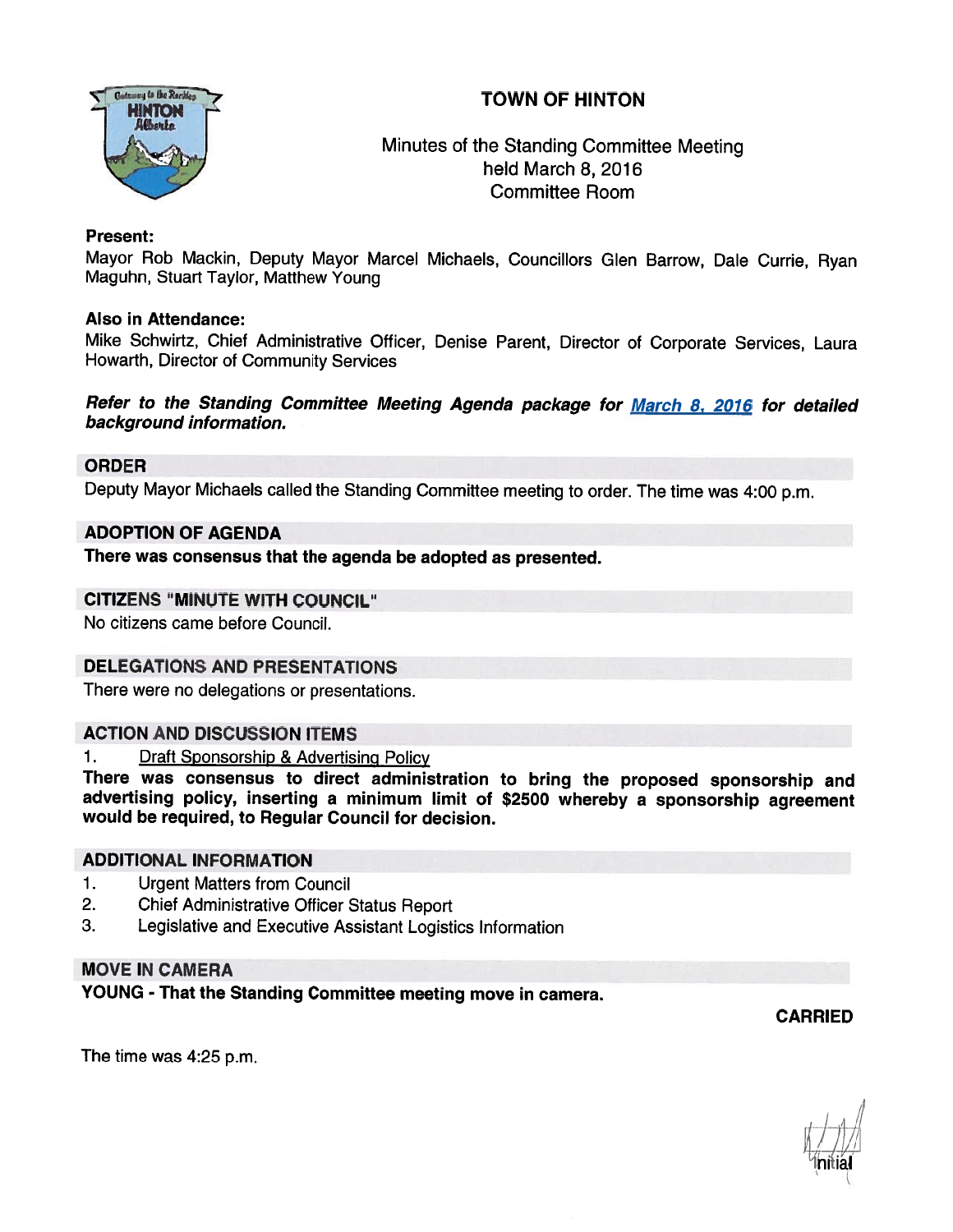# TOWN OF HINTON

Minutes of the Standing Committee Meeting
held March 8, 2016
Committee Room

**Present:**
Mayor Rob Mackin, Deputy Mayor Marcel Michaels, Councillors Glen Barrow, Dale Currie, Ryan Maguhn, Stuart Taylor, Matthew Young

**Also in Attendance:**
Mike Schwirtz, Chief Administrative Officer, Denise Parent, Director of Corporate Services, Laura Howarth, Director of Community Services

***Refer to the Standing Committee Meeting Agenda package for March 8, 2016 for detailed background information.***

## ORDER

Deputy Mayor Michaels called the Standing Committee meeting to order. The time was 4:00 p.m.

## ADOPTION OF AGENDA

**There was consensus that the agenda be adopted as presented.**

## CITIZENS "MINUTE WITH COUNCIL"

No citizens came before Council.

## DELEGATIONS AND PRESENTATIONS

There were no delegations or presentations.

## ACTION AND DISCUSSION ITEMS

1. Draft Sponsorship & Advertising Policy

**There was consensus to direct administration to bring the proposed sponsorship and advertising policy, inserting a minimum limit of $2500 whereby a sponsorship agreement would be required, to Regular Council for decision.**

## ADDITIONAL INFORMATION

1. Urgent Matters from Council
2. Chief Administrative Officer Status Report
3. Legislative and Executive Assistant Logistics Information

## MOVE IN CAMERA

**YOUNG - That the Standing Committee meeting move in camera.**

**CARRIED**

The time was 4:25 p.m.

Initial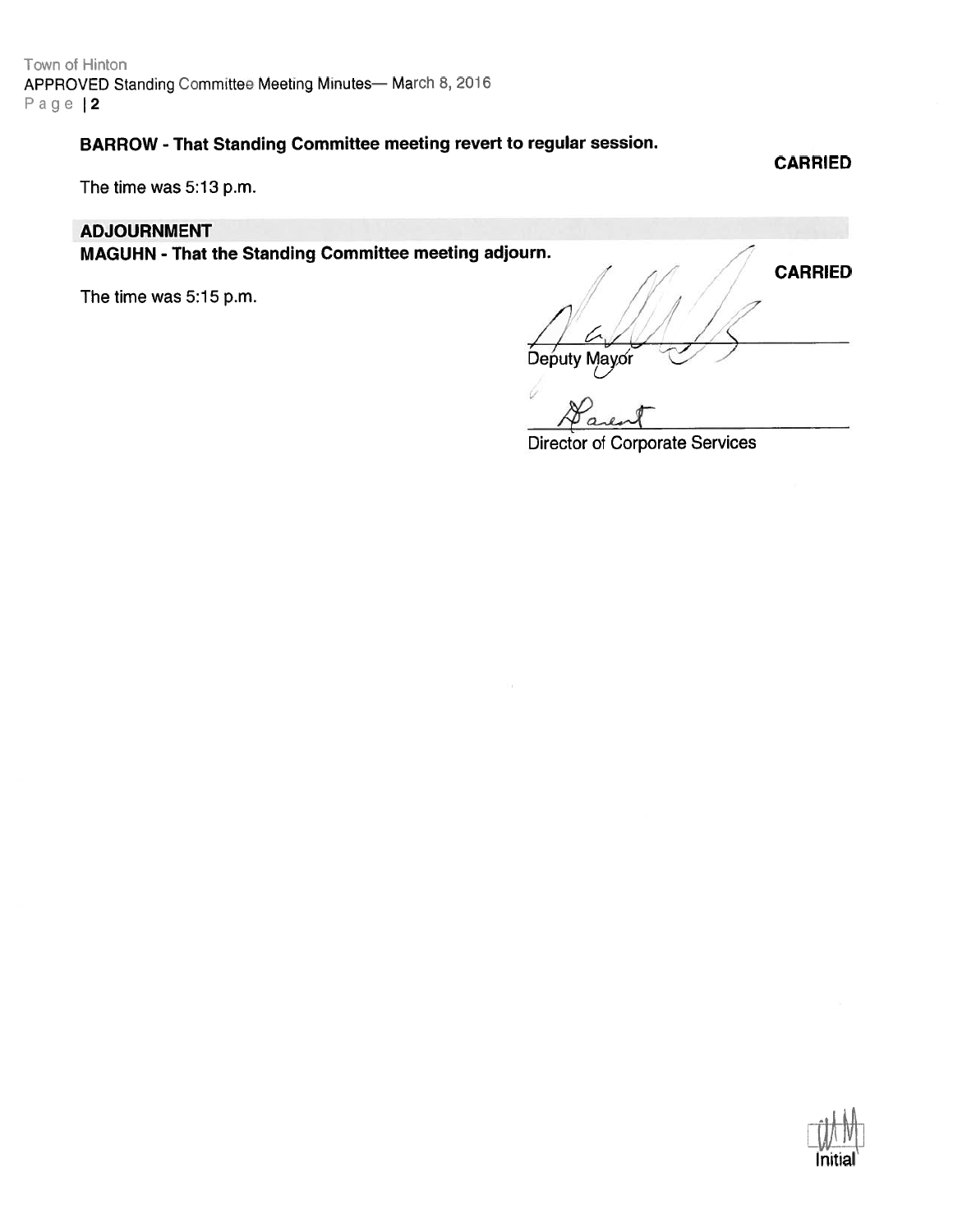**BARROW - That Standing Committee meeting revert to regular session.**

**CARRIED**

The time was 5:13 p.m.

## ADJOURNMENT

**MAGUHN - That the Standing Committee meeting adjourn.**

**CARRIED**

The time was 5:15 p.m.

Deputy Mayor

Director of Corporate Services

Initial